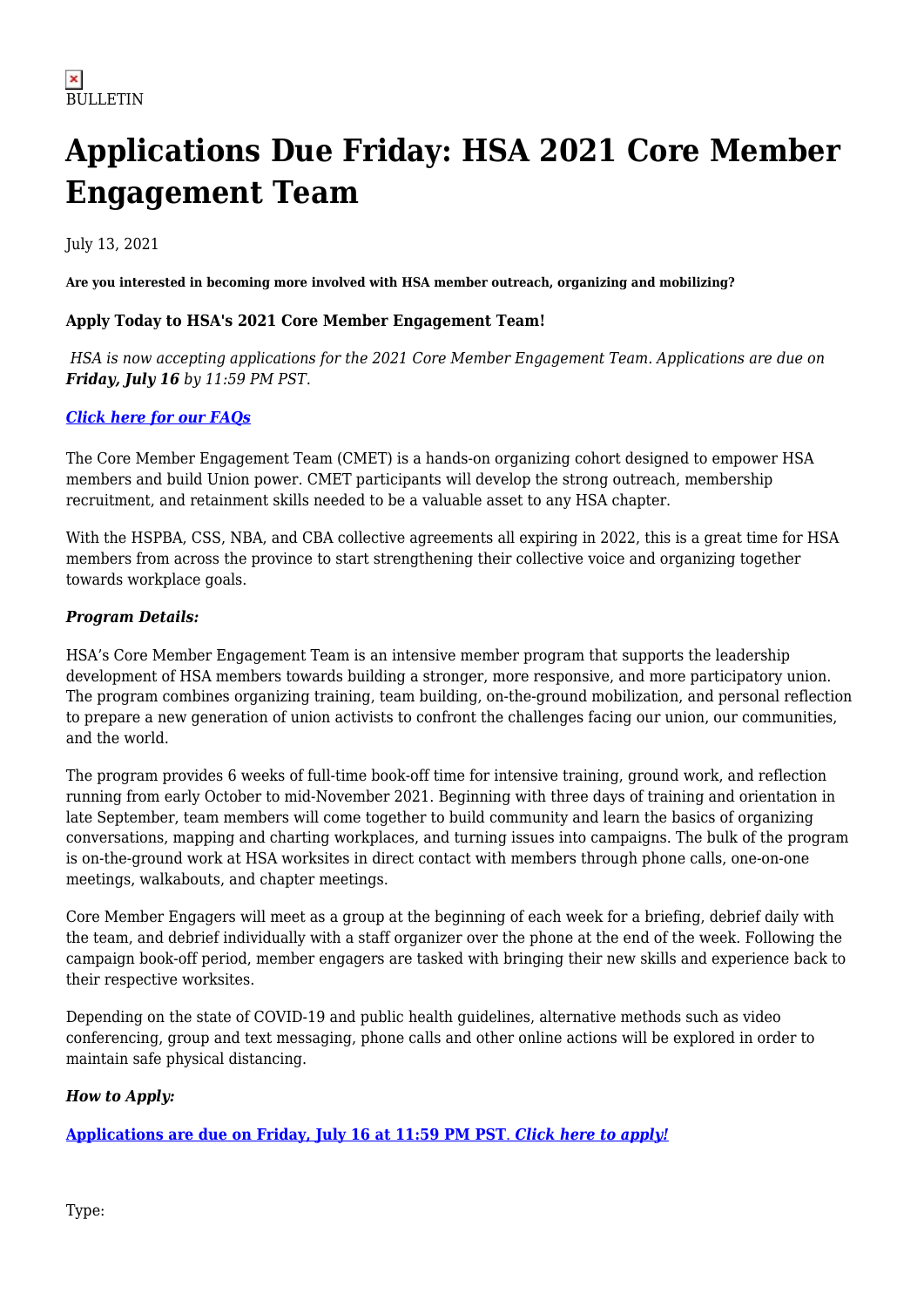BULLETIN

# Applications Due Friday: HSA 2021 Core Member Engagement Team

July 13, 2021

**Are you interested in becoming more involved with HSA member outreach, organizing and mobilizing?**

**Apply Today to HSA's 2021 Core Member Engagement Team!**

*HSA is now accepting applications for the 2021 Core Member Engagement Team. Applications are due on **Friday, July 16** by 11:59 PM PST.*

***Click here for our FAQs***

The Core Member Engagement Team (CMET) is a hands-on organizing cohort designed to empower HSA members and build Union power. CMET participants will develop the strong outreach, membership recruitment, and retainment skills needed to be a valuable asset to any HSA chapter.

With the HSPBA, CSS, NBA, and CBA collective agreements all expiring in 2022, this is a great time for HSA members from across the province to start strengthening their collective voice and organizing together towards workplace goals.

***Program Details:***

HSA's Core Member Engagement Team is an intensive member program that supports the leadership development of HSA members towards building a stronger, more responsive, and more participatory union. The program combines organizing training, team building, on-the-ground mobilization, and personal reflection to prepare a new generation of union activists to confront the challenges facing our union, our communities, and the world.

The program provides 6 weeks of full-time book-off time for intensive training, ground work, and reflection running from early October to mid-November 2021. Beginning with three days of training and orientation in late September, team members will come together to build community and learn the basics of organizing conversations, mapping and charting workplaces, and turning issues into campaigns. The bulk of the program is on-the-ground work at HSA worksites in direct contact with members through phone calls, one-on-one meetings, walkabouts, and chapter meetings.

Core Member Engagers will meet as a group at the beginning of each week for a briefing, debrief daily with the team, and debrief individually with a staff organizer over the phone at the end of the week. Following the campaign book-off period, member engagers are tasked with bringing their new skills and experience back to their respective worksites.

Depending on the state of COVID-19 and public health guidelines, alternative methods such as video conferencing, group and text messaging, phone calls and other online actions will be explored in order to maintain safe physical distancing.

***How to Apply:***

**Applications are due on Friday, July 16 at 11:59 PM PST. *Click here to apply!***

Type: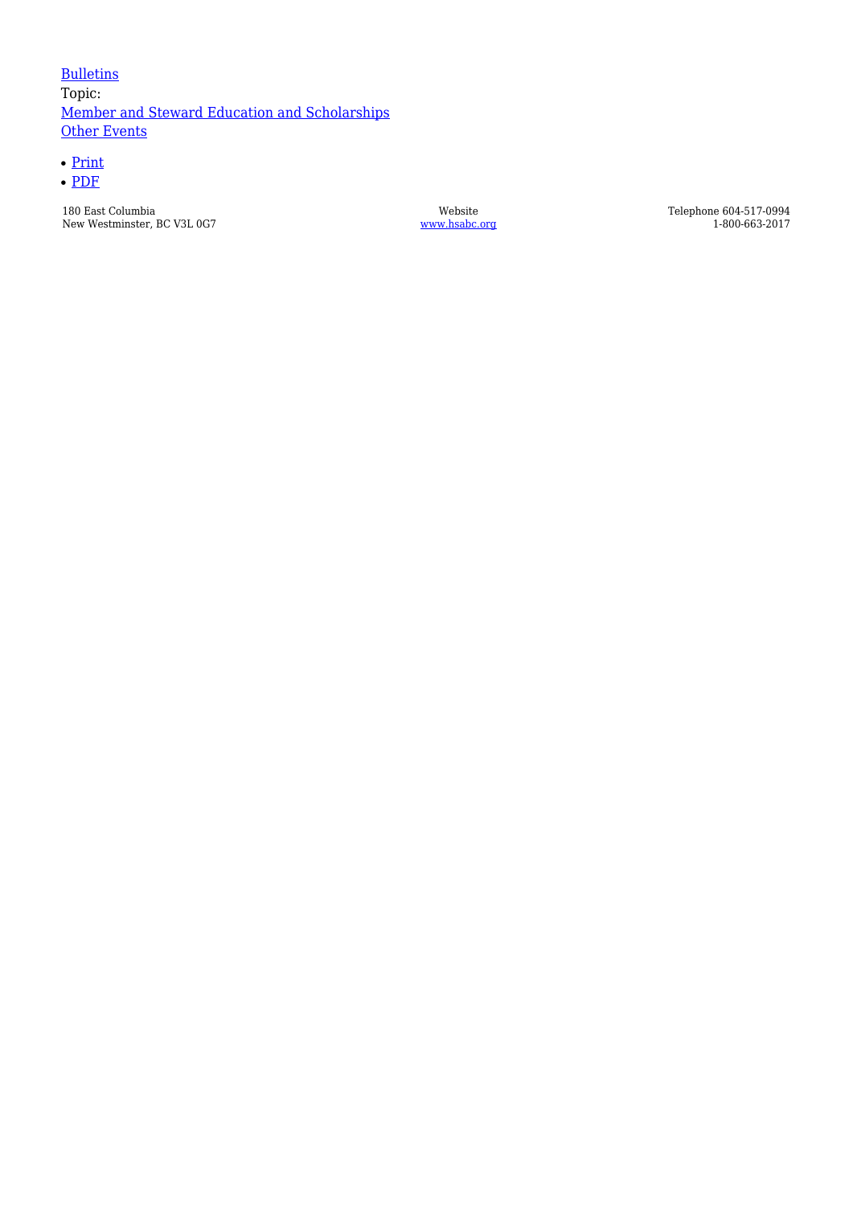[Bulletins]
Topic:
[Member and Steward Education and Scholarships]
[Other Events]

- [Print]
- [PDF]

180 East Columbia
New Westminster, BC V3L 0G7

Website
www.hsabc.org

Telephone 604-517-0994
1-800-663-2017